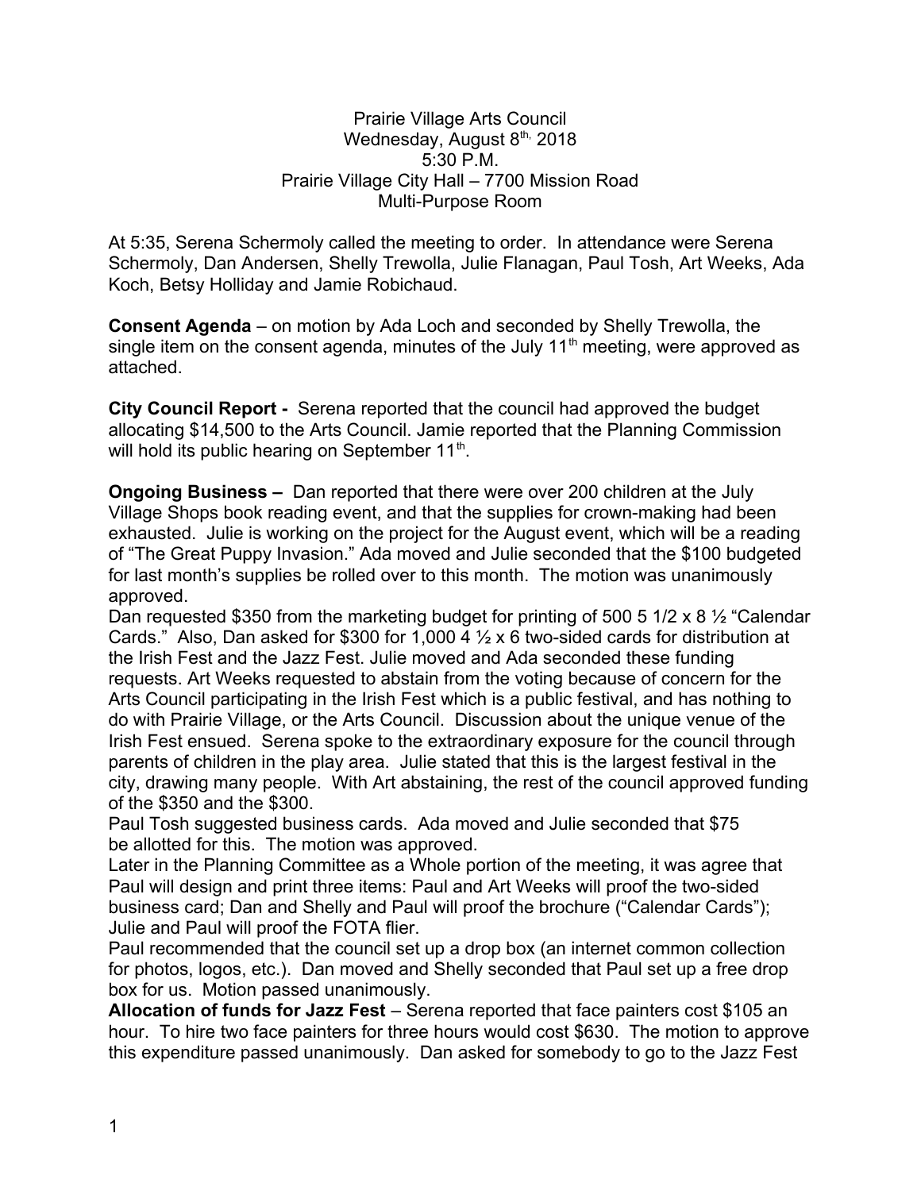Prairie Village Arts Council
Wednesday, August 8th, 2018
5:30 P.M.
Prairie Village City Hall – 7700 Mission Road
Multi-Purpose Room

At 5:35, Serena Schermoly called the meeting to order. In attendance were Serena Schermoly, Dan Andersen, Shelly Trewolla, Julie Flanagan, Paul Tosh, Art Weeks, Ada Koch, Betsy Holliday and Jamie Robichaud.

**Consent Agenda** – on motion by Ada Loch and seconded by Shelly Trewolla, the single item on the consent agenda, minutes of the July 11th meeting, were approved as attached.

**City Council Report -** Serena reported that the council had approved the budget allocating $14,500 to the Arts Council. Jamie reported that the Planning Commission will hold its public hearing on September 11th.

**Ongoing Business –** Dan reported that there were over 200 children at the July Village Shops book reading event, and that the supplies for crown-making had been exhausted. Julie is working on the project for the August event, which will be a reading of "The Great Puppy Invasion." Ada moved and Julie seconded that the $100 budgeted for last month's supplies be rolled over to this month. The motion was unanimously approved.

Dan requested $350 from the marketing budget for printing of 500 5 1/2 x 8 ½ "Calendar Cards." Also, Dan asked for $300 for 1,000 4 ½ x 6 two-sided cards for distribution at the Irish Fest and the Jazz Fest. Julie moved and Ada seconded these funding requests. Art Weeks requested to abstain from the voting because of concern for the Arts Council participating in the Irish Fest which is a public festival, and has nothing to do with Prairie Village, or the Arts Council. Discussion about the unique venue of the Irish Fest ensued. Serena spoke to the extraordinary exposure for the council through parents of children in the play area. Julie stated that this is the largest festival in the city, drawing many people. With Art abstaining, the rest of the council approved funding of the $350 and the $300.

Paul Tosh suggested business cards. Ada moved and Julie seconded that $75 be allotted for this. The motion was approved.

Later in the Planning Committee as a Whole portion of the meeting, it was agree that Paul will design and print three items: Paul and Art Weeks will proof the two-sided business card; Dan and Shelly and Paul will proof the brochure ("Calendar Cards"); Julie and Paul will proof the FOTA flier.

Paul recommended that the council set up a drop box (an internet common collection for photos, logos, etc.). Dan moved and Shelly seconded that Paul set up a free drop box for us. Motion passed unanimously.

**Allocation of funds for Jazz Fest** – Serena reported that face painters cost $105 an hour. To hire two face painters for three hours would cost $630. The motion to approve this expenditure passed unanimously. Dan asked for somebody to go to the Jazz Fest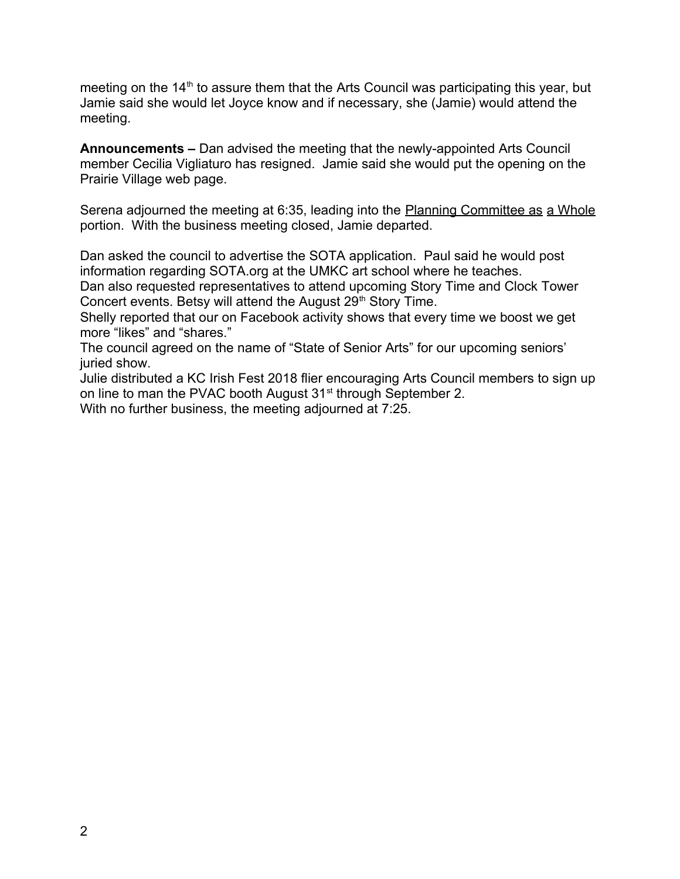meeting on the 14th to assure them that the Arts Council was participating this year, but Jamie said she would let Joyce know and if necessary, she (Jamie) would attend the meeting.

**Announcements –** Dan advised the meeting that the newly-appointed Arts Council member Cecilia Vigliaturo has resigned. Jamie said she would put the opening on the Prairie Village web page.

Serena adjourned the meeting at 6:35, leading into the Planning Committee as a Whole portion. With the business meeting closed, Jamie departed.

Dan asked the council to advertise the SOTA application. Paul said he would post information regarding SOTA.org at the UMKC art school where he teaches.
Dan also requested representatives to attend upcoming Story Time and Clock Tower Concert events. Betsy will attend the August 29th Story Time.
Shelly reported that our on Facebook activity shows that every time we boost we get more "likes" and "shares."
The council agreed on the name of "State of Senior Arts" for our upcoming seniors' juried show.
Julie distributed a KC Irish Fest 2018 flier encouraging Arts Council members to sign up on line to man the PVAC booth August 31st through September 2.
With no further business, the meeting adjourned at 7:25.